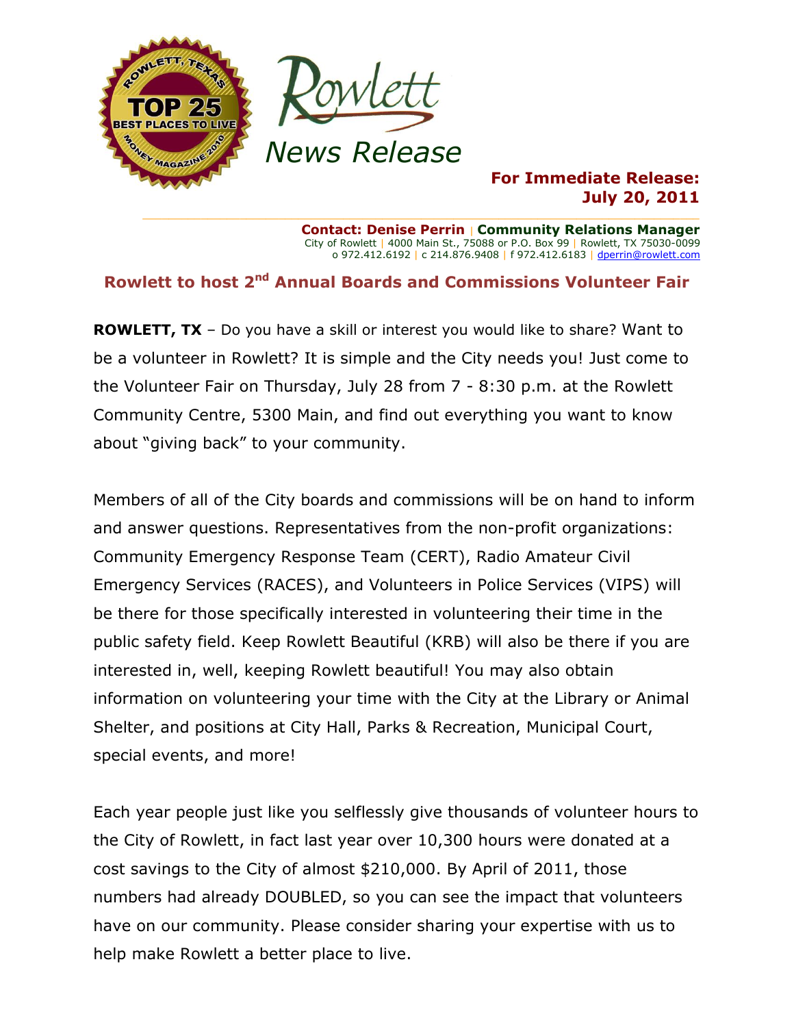Rowlett

News Release

**For Immediate Release:**
**July 20, 2011**

**Contact: Denise Perrin** | **Community Relations Manager**
City of Rowlett | 4000 Main St., 75088 or P.O. Box 99 | Rowlett, TX 75030-0099
o 972.412.6192 | c 214.876.9408 | f 972.412.6183 | dperrin@rowlett.com

## Rowlett to host 2nd Annual Boards and Commissions Volunteer Fair

**ROWLETT, TX** – Do you have a skill or interest you would like to share? Want to be a volunteer in Rowlett? It is simple and the City needs you! Just come to the Volunteer Fair on Thursday, July 28 from 7 - 8:30 p.m. at the Rowlett Community Centre, 5300 Main, and find out everything you want to know about "giving back" to your community.

Members of all of the City boards and commissions will be on hand to inform and answer questions. Representatives from the non-profit organizations: Community Emergency Response Team (CERT), Radio Amateur Civil Emergency Services (RACES), and Volunteers in Police Services (VIPS) will be there for those specifically interested in volunteering their time in the public safety field. Keep Rowlett Beautiful (KRB) will also be there if you are interested in, well, keeping Rowlett beautiful! You may also obtain information on volunteering your time with the City at the Library or Animal Shelter, and positions at City Hall, Parks & Recreation, Municipal Court, special events, and more!

Each year people just like you selflessly give thousands of volunteer hours to the City of Rowlett, in fact last year over 10,300 hours were donated at a cost savings to the City of almost $210,000. By April of 2011, those numbers had already DOUBLED, so you can see the impact that volunteers have on our community. Please consider sharing your expertise with us to help make Rowlett a better place to live.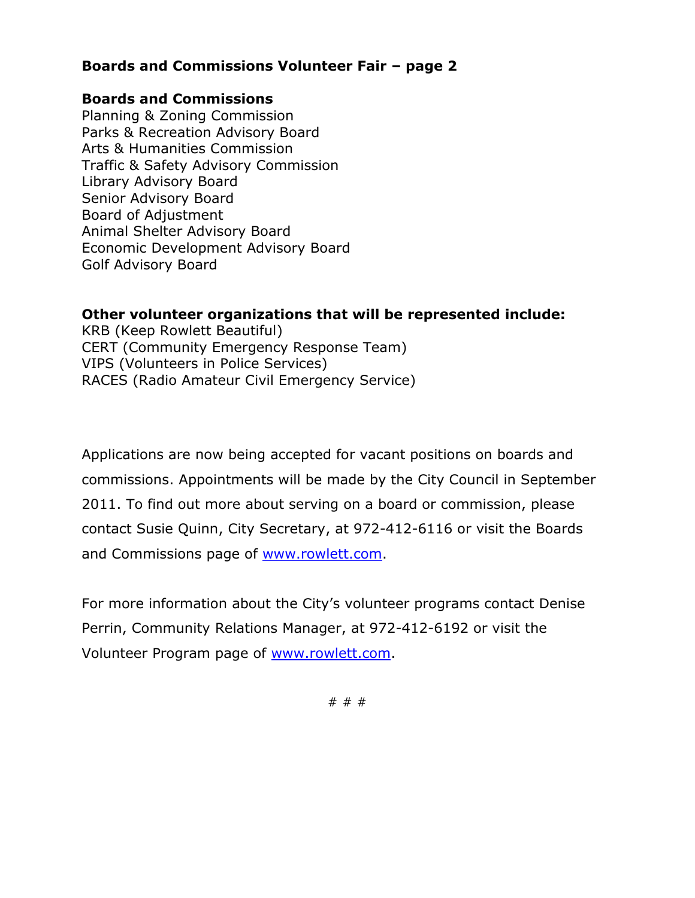**Boards and Commissions Volunteer Fair – page 2**

**Boards and Commissions**

Planning & Zoning Commission
Parks & Recreation Advisory Board
Arts & Humanities Commission
Traffic & Safety Advisory Commission
Library Advisory Board
Senior Advisory Board
Board of Adjustment
Animal Shelter Advisory Board
Economic Development Advisory Board
Golf Advisory Board

**Other volunteer organizations that will be represented include:**

KRB (Keep Rowlett Beautiful)
CERT (Community Emergency Response Team)
VIPS (Volunteers in Police Services)
RACES (Radio Amateur Civil Emergency Service)

Applications are now being accepted for vacant positions on boards and commissions. Appointments will be made by the City Council in September 2011. To find out more about serving on a board or commission, please contact Susie Quinn, City Secretary, at 972-412-6116 or visit the Boards and Commissions page of www.rowlett.com.

For more information about the City's volunteer programs contact Denise Perrin, Community Relations Manager, at 972-412-6192 or visit the Volunteer Program page of www.rowlett.com.

# # #